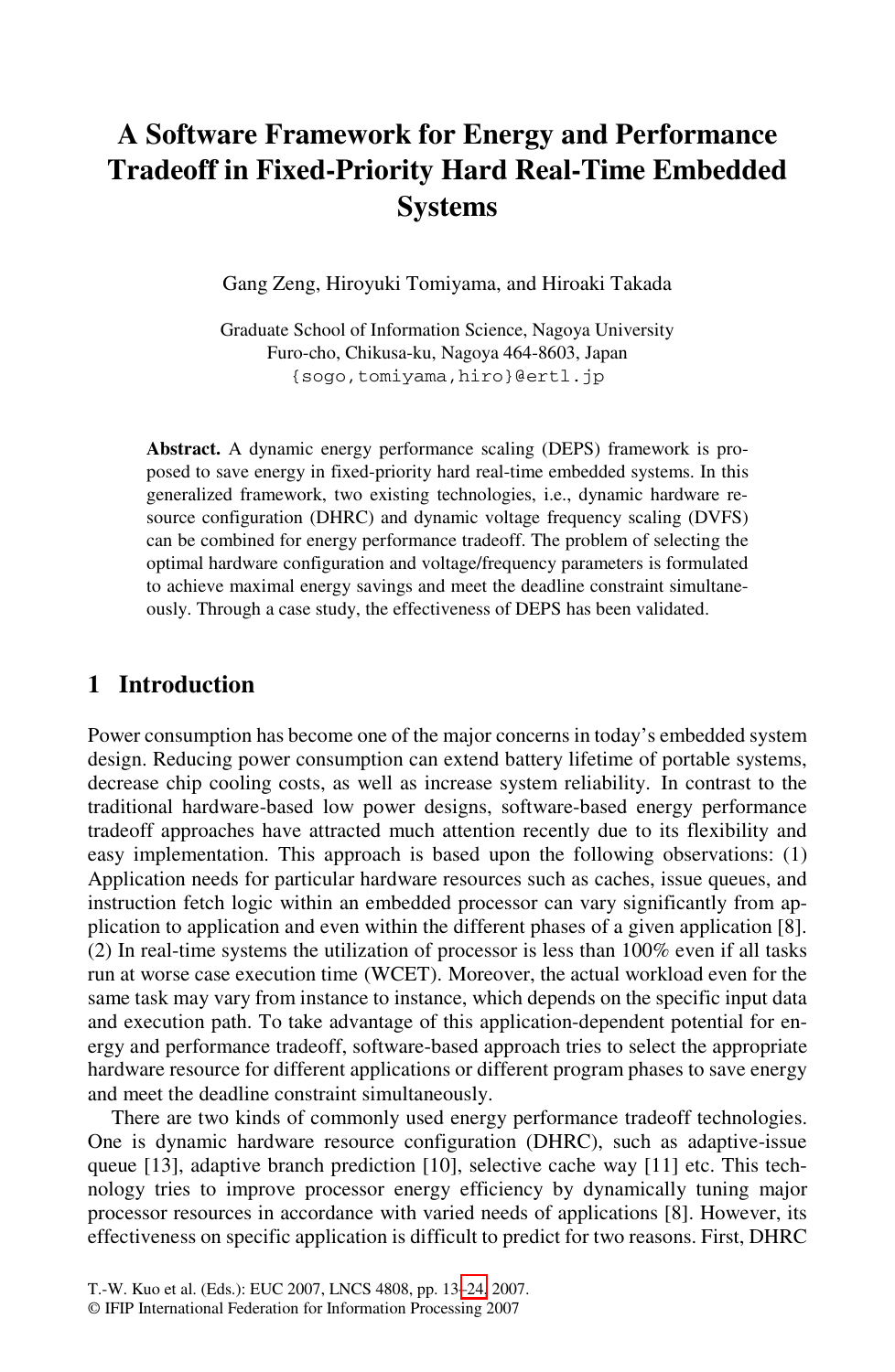# A Software Framework for Energy and Performance Tradeoff in Fixed-Priority Hard Real-Time Embedded Systems

Gang Zeng, Hiroyuki Tomiyama, and Hiroaki Takada

Graduate School of Information Science, Nagoya University
Furo-cho, Chikusa-ku, Nagoya 464-8603, Japan
{sogo,tomiyama,hiro}@ertl.jp

**Abstract.** A dynamic energy performance scaling (DEPS) framework is proposed to save energy in fixed-priority hard real-time embedded systems. In this generalized framework, two existing technologies, i.e., dynamic hardware resource configuration (DHRC) and dynamic voltage frequency scaling (DVFS) can be combined for energy performance tradeoff. The problem of selecting the optimal hardware configuration and voltage/frequency parameters is formulated to achieve maximal energy savings and meet the deadline constraint simultaneously. Through a case study, the effectiveness of DEPS has been validated.

## 1 Introduction

Power consumption has become one of the major concerns in today's embedded system design. Reducing power consumption can extend battery lifetime of portable systems, decrease chip cooling costs, as well as increase system reliability. In contrast to the traditional hardware-based low power designs, software-based energy performance tradeoff approaches have attracted much attention recently due to its flexibility and easy implementation. This approach is based upon the following observations: (1) Application needs for particular hardware resources such as caches, issue queues, and instruction fetch logic within an embedded processor can vary significantly from application to application and even within the different phases of a given application [8]. (2) In real-time systems the utilization of processor is less than 100% even if all tasks run at worse case execution time (WCET). Moreover, the actual workload even for the same task may vary from instance to instance, which depends on the specific input data and execution path. To take advantage of this application-dependent potential for energy and performance tradeoff, software-based approach tries to select the appropriate hardware resource for different applications or different program phases to save energy and meet the deadline constraint simultaneously.

There are two kinds of commonly used energy performance tradeoff technologies. One is dynamic hardware resource configuration (DHRC), such as adaptive-issue queue [13], adaptive branch prediction [10], selective cache way [11] etc. This technology tries to improve processor energy efficiency by dynamically tuning major processor resources in accordance with varied needs of applications [8]. However, its effectiveness on specific application is difficult to predict for two reasons. First, DHRC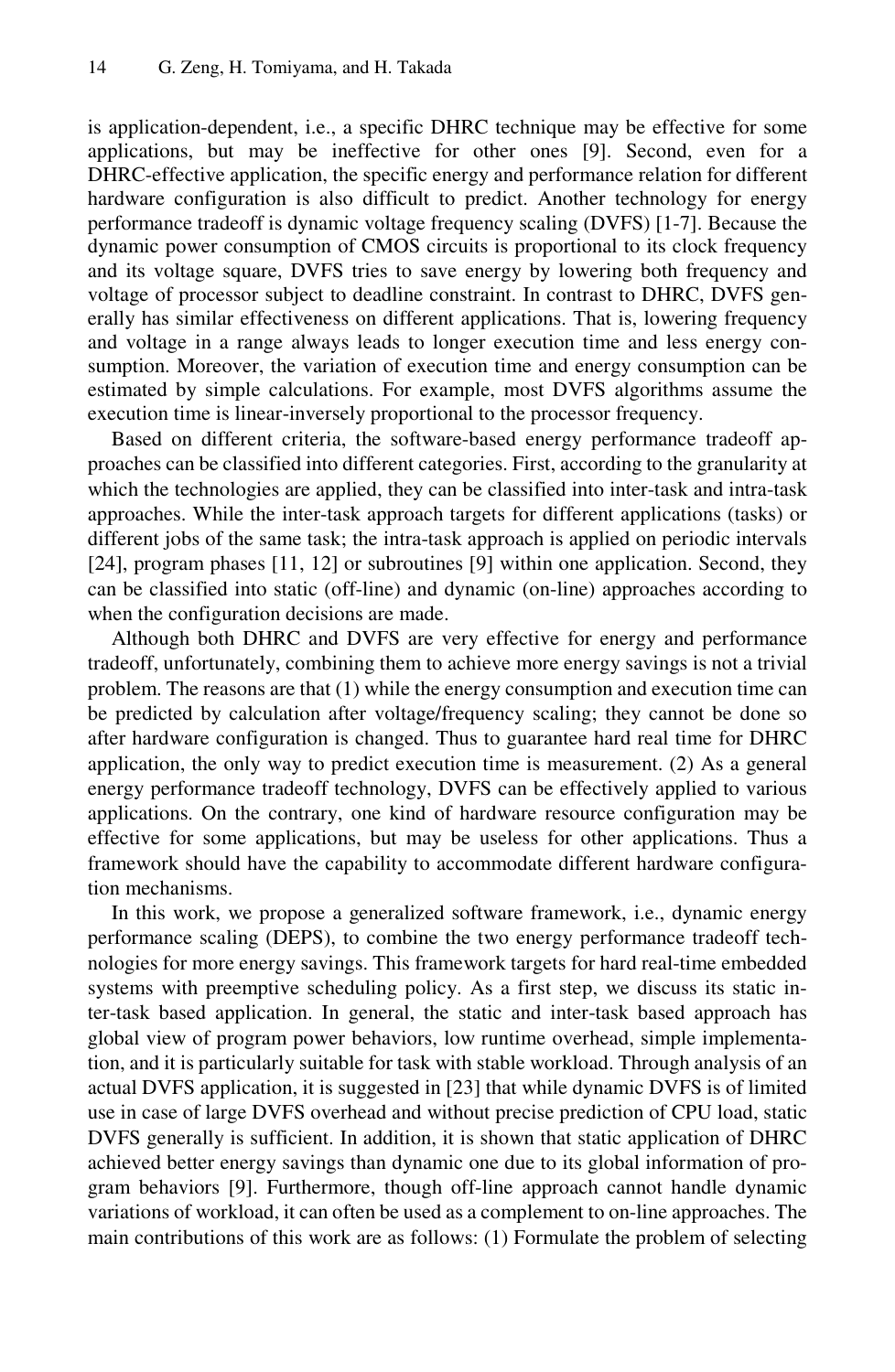is application-dependent, i.e., a specific DHRC technique may be effective for some applications, but may be ineffective for other ones [9]. Second, even for a DHRC-effective application, the specific energy and performance relation for different hardware configuration is also difficult to predict. Another technology for energy performance tradeoff is dynamic voltage frequency scaling (DVFS) [1-7]. Because the dynamic power consumption of CMOS circuits is proportional to its clock frequency and its voltage square, DVFS tries to save energy by lowering both frequency and voltage of processor subject to deadline constraint. In contrast to DHRC, DVFS generally has similar effectiveness on different applications. That is, lowering frequency and voltage in a range always leads to longer execution time and less energy consumption. Moreover, the variation of execution time and energy consumption can be estimated by simple calculations. For example, most DVFS algorithms assume the execution time is linear-inversely proportional to the processor frequency.

Based on different criteria, the software-based energy performance tradeoff approaches can be classified into different categories. First, according to the granularity at which the technologies are applied, they can be classified into inter-task and intra-task approaches. While the inter-task approach targets for different applications (tasks) or different jobs of the same task; the intra-task approach is applied on periodic intervals [24], program phases [11, 12] or subroutines [9] within one application. Second, they can be classified into static (off-line) and dynamic (on-line) approaches according to when the configuration decisions are made.

Although both DHRC and DVFS are very effective for energy and performance tradeoff, unfortunately, combining them to achieve more energy savings is not a trivial problem. The reasons are that (1) while the energy consumption and execution time can be predicted by calculation after voltage/frequency scaling; they cannot be done so after hardware configuration is changed. Thus to guarantee hard real time for DHRC application, the only way to predict execution time is measurement. (2) As a general energy performance tradeoff technology, DVFS can be effectively applied to various applications. On the contrary, one kind of hardware resource configuration may be effective for some applications, but may be useless for other applications. Thus a framework should have the capability to accommodate different hardware configuration mechanisms.

In this work, we propose a generalized software framework, i.e., dynamic energy performance scaling (DEPS), to combine the two energy performance tradeoff technologies for more energy savings. This framework targets for hard real-time embedded systems with preemptive scheduling policy. As a first step, we discuss its static inter-task based application. In general, the static and inter-task based approach has global view of program power behaviors, low runtime overhead, simple implementation, and it is particularly suitable for task with stable workload. Through analysis of an actual DVFS application, it is suggested in [23] that while dynamic DVFS is of limited use in case of large DVFS overhead and without precise prediction of CPU load, static DVFS generally is sufficient. In addition, it is shown that static application of DHRC achieved better energy savings than dynamic one due to its global information of program behaviors [9]. Furthermore, though off-line approach cannot handle dynamic variations of workload, it can often be used as a complement to on-line approaches. The main contributions of this work are as follows: (1) Formulate the problem of selecting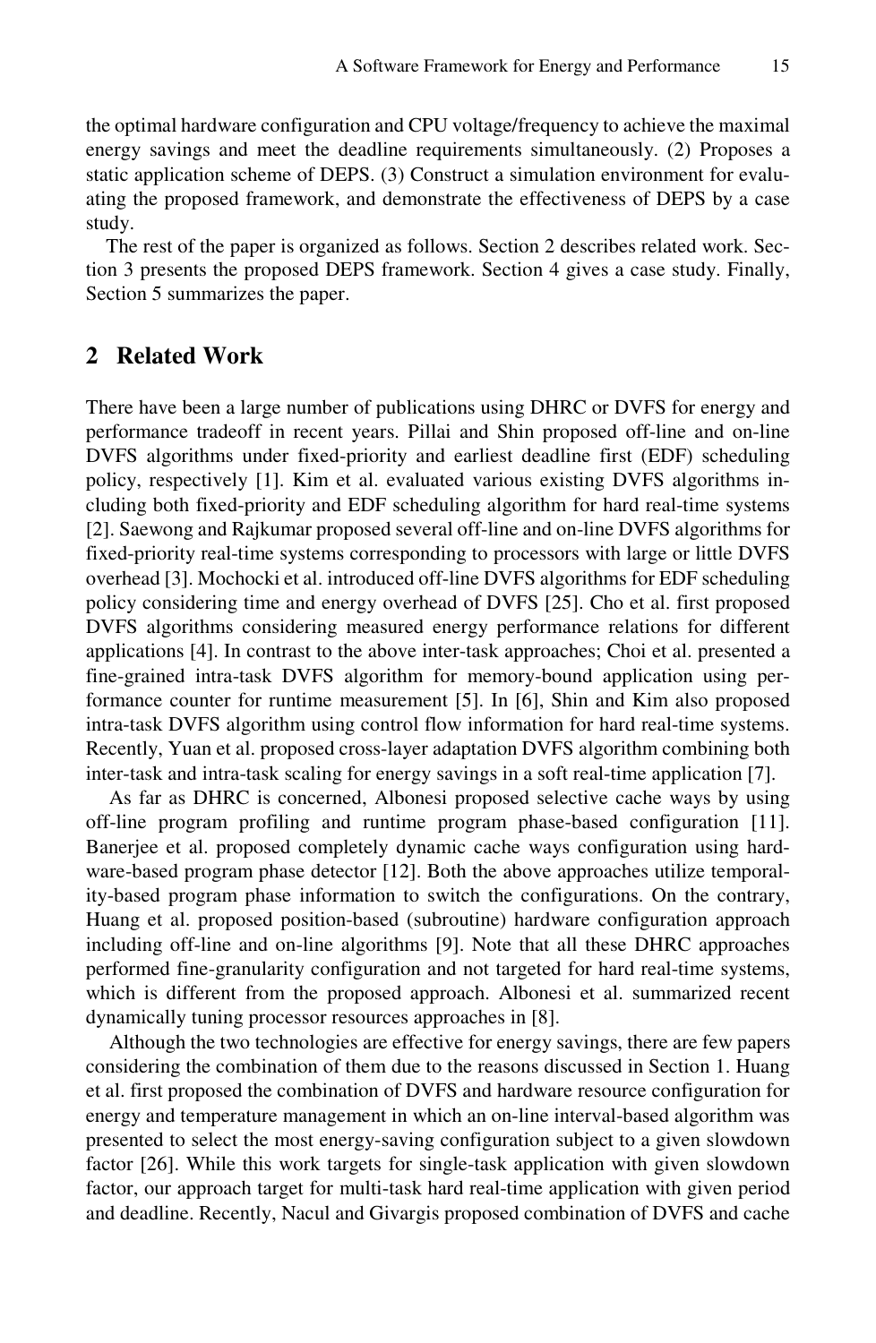the optimal hardware configuration and CPU voltage/frequency to achieve the maximal energy savings and meet the deadline requirements simultaneously. (2) Proposes a static application scheme of DEPS. (3) Construct a simulation environment for evaluating the proposed framework, and demonstrate the effectiveness of DEPS by a case study.

The rest of the paper is organized as follows. Section 2 describes related work. Section 3 presents the proposed DEPS framework. Section 4 gives a case study. Finally, Section 5 summarizes the paper.

## 2 Related Work

There have been a large number of publications using DHRC or DVFS for energy and performance tradeoff in recent years. Pillai and Shin proposed off-line and on-line DVFS algorithms under fixed-priority and earliest deadline first (EDF) scheduling policy, respectively [1]. Kim et al. evaluated various existing DVFS algorithms including both fixed-priority and EDF scheduling algorithm for hard real-time systems [2]. Saewong and Rajkumar proposed several off-line and on-line DVFS algorithms for fixed-priority real-time systems corresponding to processors with large or little DVFS overhead [3]. Mochocki et al. introduced off-line DVFS algorithms for EDF scheduling policy considering time and energy overhead of DVFS [25]. Cho et al. first proposed DVFS algorithms considering measured energy performance relations for different applications [4]. In contrast to the above inter-task approaches; Choi et al. presented a fine-grained intra-task DVFS algorithm for memory-bound application using performance counter for runtime measurement [5]. In [6], Shin and Kim also proposed intra-task DVFS algorithm using control flow information for hard real-time systems. Recently, Yuan et al. proposed cross-layer adaptation DVFS algorithm combining both inter-task and intra-task scaling for energy savings in a soft real-time application [7].

As far as DHRC is concerned, Albonesi proposed selective cache ways by using off-line program profiling and runtime program phase-based configuration [11]. Banerjee et al. proposed completely dynamic cache ways configuration using hardware-based program phase detector [12]. Both the above approaches utilize temporality-based program phase information to switch the configurations. On the contrary, Huang et al. proposed position-based (subroutine) hardware configuration approach including off-line and on-line algorithms [9]. Note that all these DHRC approaches performed fine-granularity configuration and not targeted for hard real-time systems, which is different from the proposed approach. Albonesi et al. summarized recent dynamically tuning processor resources approaches in [8].

Although the two technologies are effective for energy savings, there are few papers considering the combination of them due to the reasons discussed in Section 1. Huang et al. first proposed the combination of DVFS and hardware resource configuration for energy and temperature management in which an on-line interval-based algorithm was presented to select the most energy-saving configuration subject to a given slowdown factor [26]. While this work targets for single-task application with given slowdown factor, our approach target for multi-task hard real-time application with given period and deadline. Recently, Nacul and Givargis proposed combination of DVFS and cache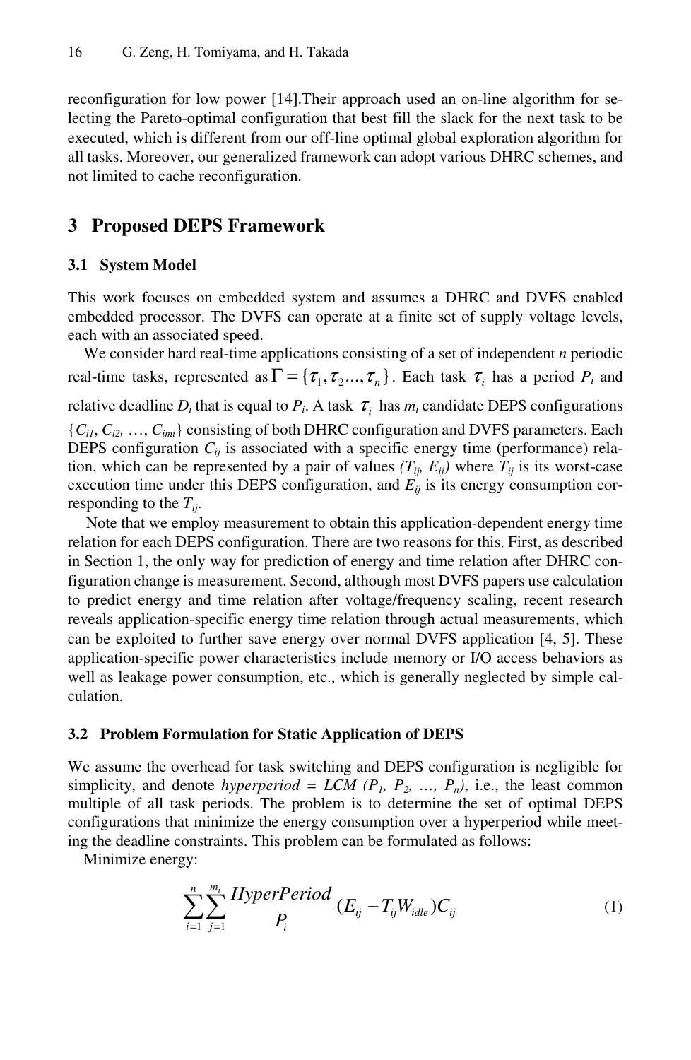reconfiguration for low power [14].Their approach used an on-line algorithm for selecting the Pareto-optimal configuration that best fill the slack for the next task to be executed, which is different from our off-line optimal global exploration algorithm for all tasks. Moreover, our generalized framework can adopt various DHRC schemes, and not limited to cache reconfiguration.

## 3 Proposed DEPS Framework

### 3.1 System Model

This work focuses on embedded system and assumes a DHRC and DVFS enabled embedded processor. The DVFS can operate at a finite set of supply voltage levels, each with an associated speed.

We consider hard real-time applications consisting of a set of independent $n$ periodic real-time tasks, represented as $\Gamma = \{\tau_1, \tau_2 ..., \tau_n\}$. Each task $\tau_i$ has a period $P_i$ and relative deadline $D_i$ that is equal to $P_i$. A task $\tau_i$ has $m_i$ candidate DEPS configurations $\{C_{i1}, C_{i2}, \ldots, C_{imi}\}$ consisting of both DHRC configuration and DVFS parameters. Each DEPS configuration $C_{ij}$ is associated with a specific energy time (performance) relation, which can be represented by a pair of values $(T_{ij}, E_{ij})$ where $T_{ij}$ is its worst-case execution time under this DEPS configuration, and $E_{ij}$ is its energy consumption corresponding to the $T_{ij}$.

Note that we employ measurement to obtain this application-dependent energy time relation for each DEPS configuration. There are two reasons for this. First, as described in Section 1, the only way for prediction of energy and time relation after DHRC configuration change is measurement. Second, although most DVFS papers use calculation to predict energy and time relation after voltage/frequency scaling, recent research reveals application-specific energy time relation through actual measurements, which can be exploited to further save energy over normal DVFS application [4, 5]. These application-specific power characteristics include memory or I/O access behaviors as well as leakage power consumption, etc., which is generally neglected by simple calculation.

### 3.2 Problem Formulation for Static Application of DEPS

We assume the overhead for task switching and DEPS configuration is negligible for simplicity, and denote *hyperperiod = LCM ($P_1$, $P_2$, …, $P_n$)*, i.e., the least common multiple of all task periods. The problem is to determine the set of optimal DEPS configurations that minimize the energy consumption over a hyperperiod while meeting the deadline constraints. This problem can be formulated as follows:

Minimize energy:

$$\sum_{i=1}^{n}\sum_{j=1}^{m_i} \frac{HyperPeriod}{P_i}(E_{ij} - T_{ij}W_{idle})C_{ij} \tag{1}$$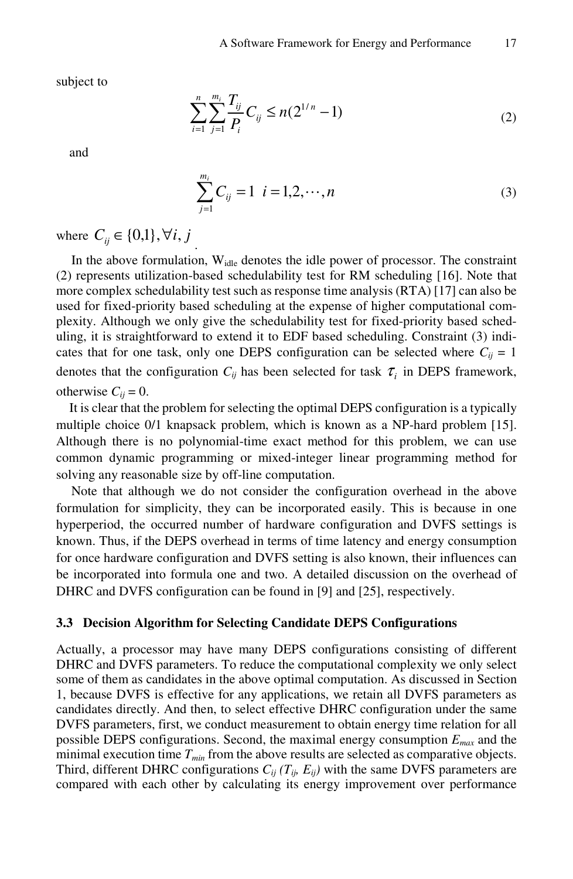subject to

$$\sum_{i=1}^{n}\sum_{j=1}^{m_i}\frac{T_{ij}}{P_i}C_{ij} \leq n(2^{1/n}-1) \tag{2}$$

and

$$\sum_{j=1}^{m_i}C_{ij} = 1 \;\; i = 1,2,\cdots,n \tag{3}$$

where $C_{ij} \in \{0,1\}, \forall i, j$.

In the above formulation, $W_{idle}$ denotes the idle power of processor. The constraint (2) represents utilization-based schedulability test for RM scheduling [16]. Note that more complex schedulability test such as response time analysis (RTA) [17] can also be used for fixed-priority based scheduling at the expense of higher computational complexity. Although we only give the schedulability test for fixed-priority based scheduling, it is straightforward to extend it to EDF based scheduling. Constraint (3) indicates that for one task, only one DEPS configuration can be selected where $C_{ij} = 1$ denotes that the configuration $C_{ij}$ has been selected for task $\tau_i$ in DEPS framework, otherwise $C_{ij} = 0$.

It is clear that the problem for selecting the optimal DEPS configuration is a typically multiple choice 0/1 knapsack problem, which is known as a NP-hard problem [15]. Although there is no polynomial-time exact method for this problem, we can use common dynamic programming or mixed-integer linear programming method for solving any reasonable size by off-line computation.

Note that although we do not consider the configuration overhead in the above formulation for simplicity, they can be incorporated easily. This is because in one hyperperiod, the occurred number of hardware configuration and DVFS settings is known. Thus, if the DEPS overhead in terms of time latency and energy consumption for once hardware configuration and DVFS setting is also known, their influences can be incorporated into formula one and two. A detailed discussion on the overhead of DHRC and DVFS configuration can be found in [9] and [25], respectively.

### 3.3 Decision Algorithm for Selecting Candidate DEPS Configurations

Actually, a processor may have many DEPS configurations consisting of different DHRC and DVFS parameters. To reduce the computational complexity we only select some of them as candidates in the above optimal computation. As discussed in Section 1, because DVFS is effective for any applications, we retain all DVFS parameters as candidates directly. And then, to select effective DHRC configuration under the same DVFS parameters, first, we conduct measurement to obtain energy time relation for all possible DEPS configurations. Second, the maximal energy consumption $E_{max}$ and the minimal execution time $T_{min}$ from the above results are selected as comparative objects. Third, different DHRC configurations $C_{ij}$ $(T_{ij}, E_{ij})$ with the same DVFS parameters are compared with each other by calculating its energy improvement over performance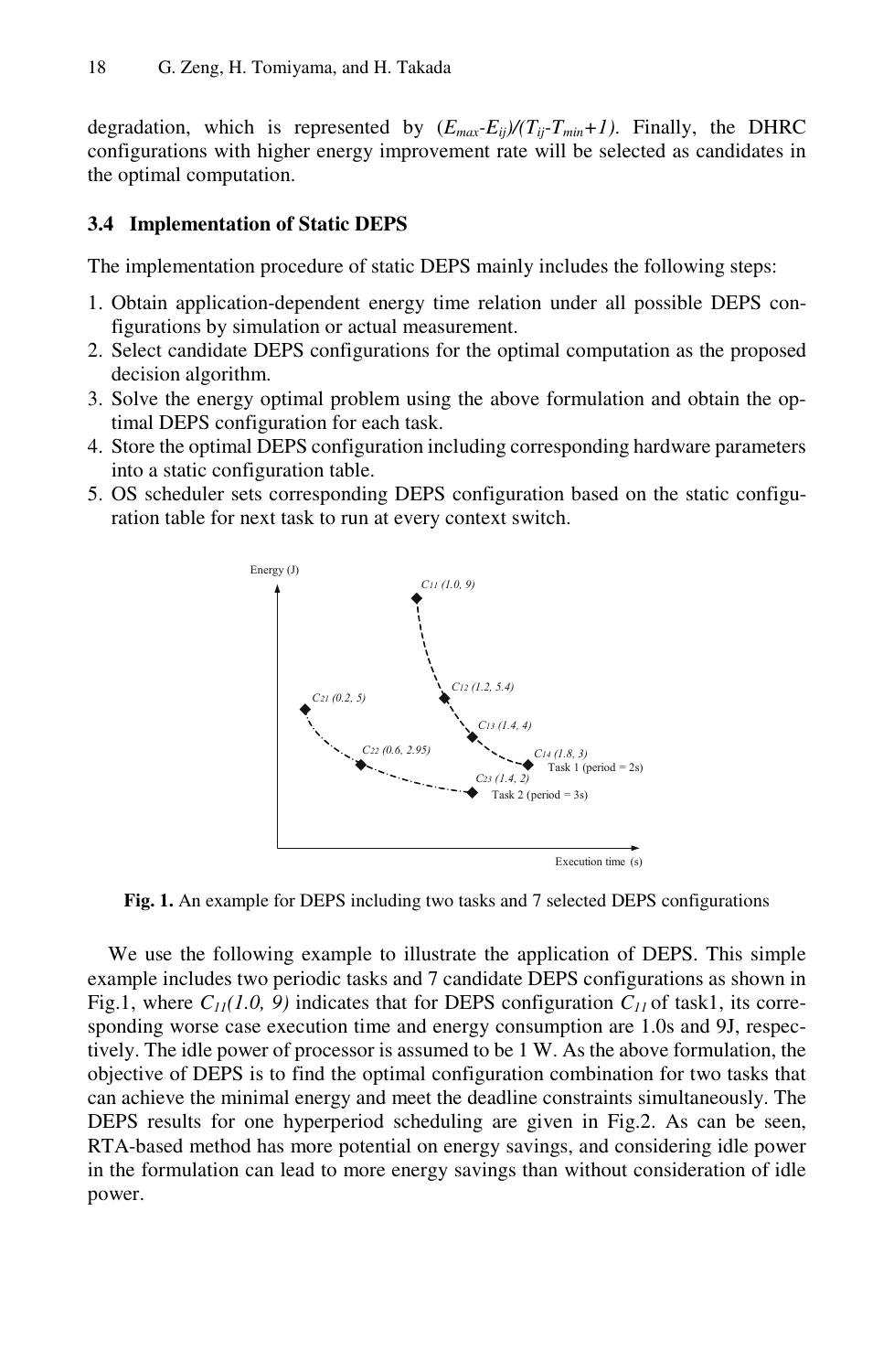degradation, which is represented by $(E_{max}-E_{ij})/(T_{ij}-T_{min}+1)$. Finally, the DHRC configurations with higher energy improvement rate will be selected as candidates in the optimal computation.

### 3.4 Implementation of Static DEPS

The implementation procedure of static DEPS mainly includes the following steps:

1. Obtain application-dependent energy time relation under all possible DEPS configurations by simulation or actual measurement.
2. Select candidate DEPS configurations for the optimal computation as the proposed decision algorithm.
3. Solve the energy optimal problem using the above formulation and obtain the optimal DEPS configuration for each task.
4. Store the optimal DEPS configuration including corresponding hardware parameters into a static configuration table.
5. OS scheduler sets corresponding DEPS configuration based on the static configuration table for next task to run at every context switch.

**Fig. 1.** An example for DEPS including two tasks and 7 selected DEPS configurations

We use the following example to illustrate the application of DEPS. This simple example includes two periodic tasks and 7 candidate DEPS configurations as shown in Fig.1, where $C_{11}(1.0, 9)$ indicates that for DEPS configuration $C_{11}$ of task1, its corresponding worse case execution time and energy consumption are 1.0s and 9J, respectively. The idle power of processor is assumed to be 1 W. As the above formulation, the objective of DEPS is to find the optimal configuration combination for two tasks that can achieve the minimal energy and meet the deadline constraints simultaneously. The DEPS results for one hyperperiod scheduling are given in Fig.2. As can be seen, RTA-based method has more potential on energy savings, and considering idle power in the formulation can lead to more energy savings than without consideration of idle power.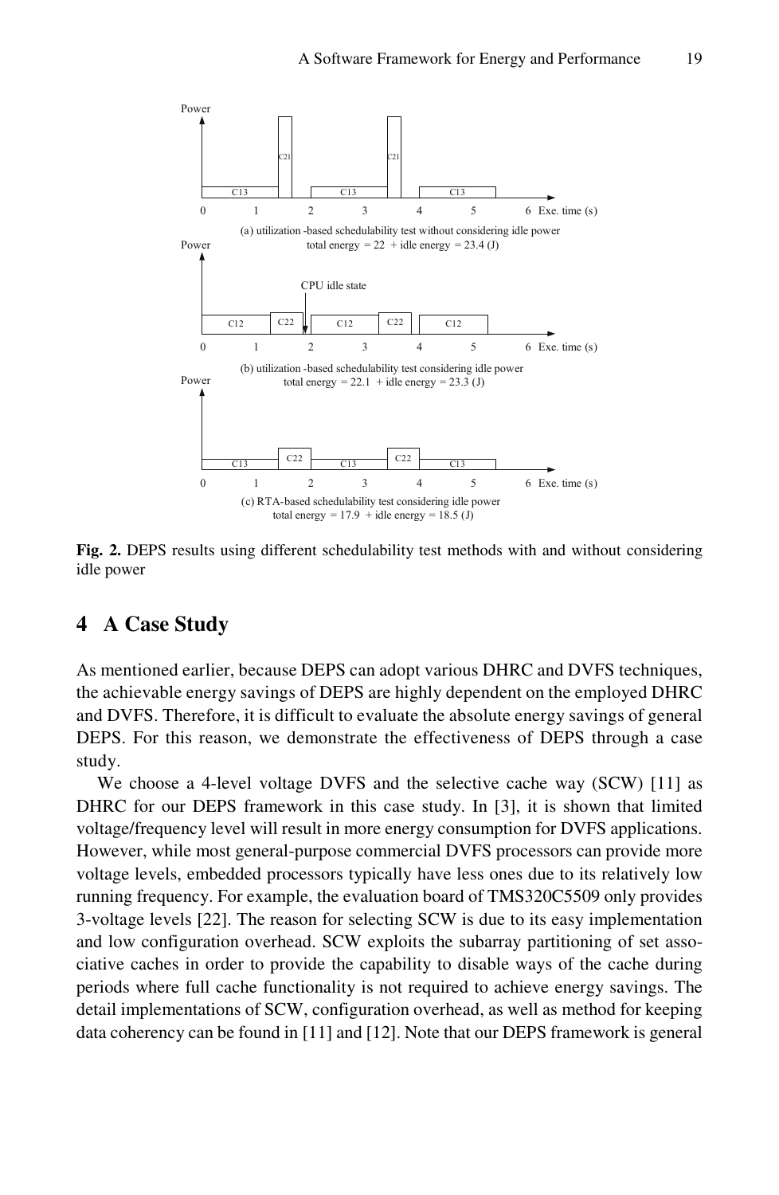Power

(a) utilization-based schedulability test without considering idle power
total energy = 22 + idle energy = 23.4 (J)

(b) utilization-based schedulability test considering idle power
total energy = 22.1 + idle energy = 23.3 (J)

(c) RTA-based schedulability test considering idle power
total energy = 17.9 + idle energy = 18.5 (J)

**Fig. 2.** DEPS results using different schedulability test methods with and without considering idle power

## 4 A Case Study

As mentioned earlier, because DEPS can adopt various DHRC and DVFS techniques, the achievable energy savings of DEPS are highly dependent on the employed DHRC and DVFS. Therefore, it is difficult to evaluate the absolute energy savings of general DEPS. For this reason, we demonstrate the effectiveness of DEPS through a case study.

We choose a 4-level voltage DVFS and the selective cache way (SCW) [11] as DHRC for our DEPS framework in this case study. In [3], it is shown that limited voltage/frequency level will result in more energy consumption for DVFS applications. However, while most general-purpose commercial DVFS processors can provide more voltage levels, embedded processors typically have less ones due to its relatively low running frequency. For example, the evaluation board of TMS320C5509 only provides 3-voltage levels [22]. The reason for selecting SCW is due to its easy implementation and low configuration overhead. SCW exploits the subarray partitioning of set associative caches in order to provide the capability to disable ways of the cache during periods where full cache functionality is not required to achieve energy savings. The detail implementations of SCW, configuration overhead, as well as method for keeping data coherency can be found in [11] and [12]. Note that our DEPS framework is general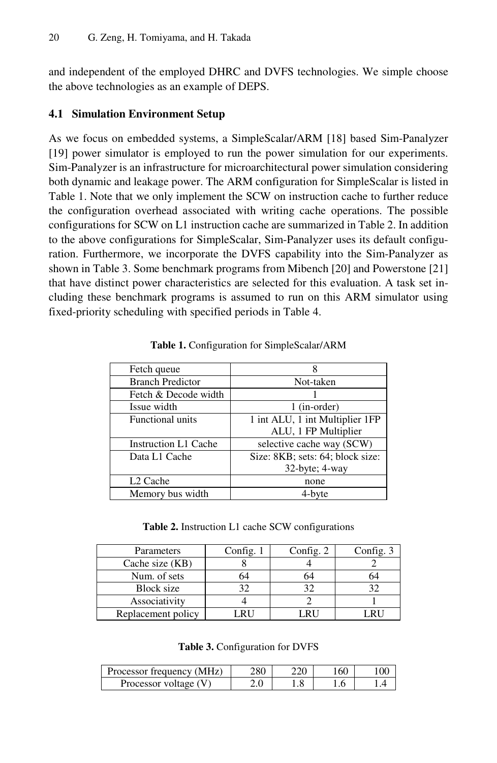and independent of the employed DHRC and DVFS technologies. We simple choose the above technologies as an example of DEPS.

### 4.1 Simulation Environment Setup

As we focus on embedded systems, a SimpleScalar/ARM [18] based Sim-Panalyzer [19] power simulator is employed to run the power simulation for our experiments. Sim-Panalyzer is an infrastructure for microarchitectural power simulation considering both dynamic and leakage power. The ARM configuration for SimpleScalar is listed in Table 1. Note that we only implement the SCW on instruction cache to further reduce the configuration overhead associated with writing cache operations. The possible configurations for SCW on L1 instruction cache are summarized in Table 2. In addition to the above configurations for SimpleScalar, Sim-Panalyzer uses its default configuration. Furthermore, we incorporate the DVFS capability into the Sim-Panalyzer as shown in Table 3. Some benchmark programs from Mibench [20] and Powerstone [21] that have distinct power characteristics are selected for this evaluation. A task set including these benchmark programs is assumed to run on this ARM simulator using fixed-priority scheduling with specified periods in Table 4.

**Table 1.** Configuration for SimpleScalar/ARM

| | |
|---|---|
| Fetch queue | 8 |
| Branch Predictor | Not-taken |
| Fetch & Decode width | 1 |
| Issue width | 1 (in-order) |
| Functional units | 1 int ALU, 1 int Multiplier 1FP ALU, 1 FP Multiplier |
| Instruction L1 Cache | selective cache way (SCW) |
| Data L1 Cache | Size: 8KB; sets: 64; block size: 32-byte; 4-way |
| L2 Cache | none |
| Memory bus width | 4-byte |

**Table 2.** Instruction L1 cache SCW configurations

| Parameters | Config. 1 | Config. 2 | Config. 3 |
|---|---|---|---|
| Cache size (KB) | 8 | 4 | 2 |
| Num. of sets | 64 | 64 | 64 |
| Block size | 32 | 32 | 32 |
| Associativity | 4 | 2 | 1 |
| Replacement policy | LRU | LRU | LRU |

**Table 3.** Configuration for DVFS

| | | | | |
|---|---|---|---|---|
| Processor frequency (MHz) | 280 | 220 | 160 | 100 |
| Processor voltage (V) | 2.0 | 1.8 | 1.6 | 1.4 |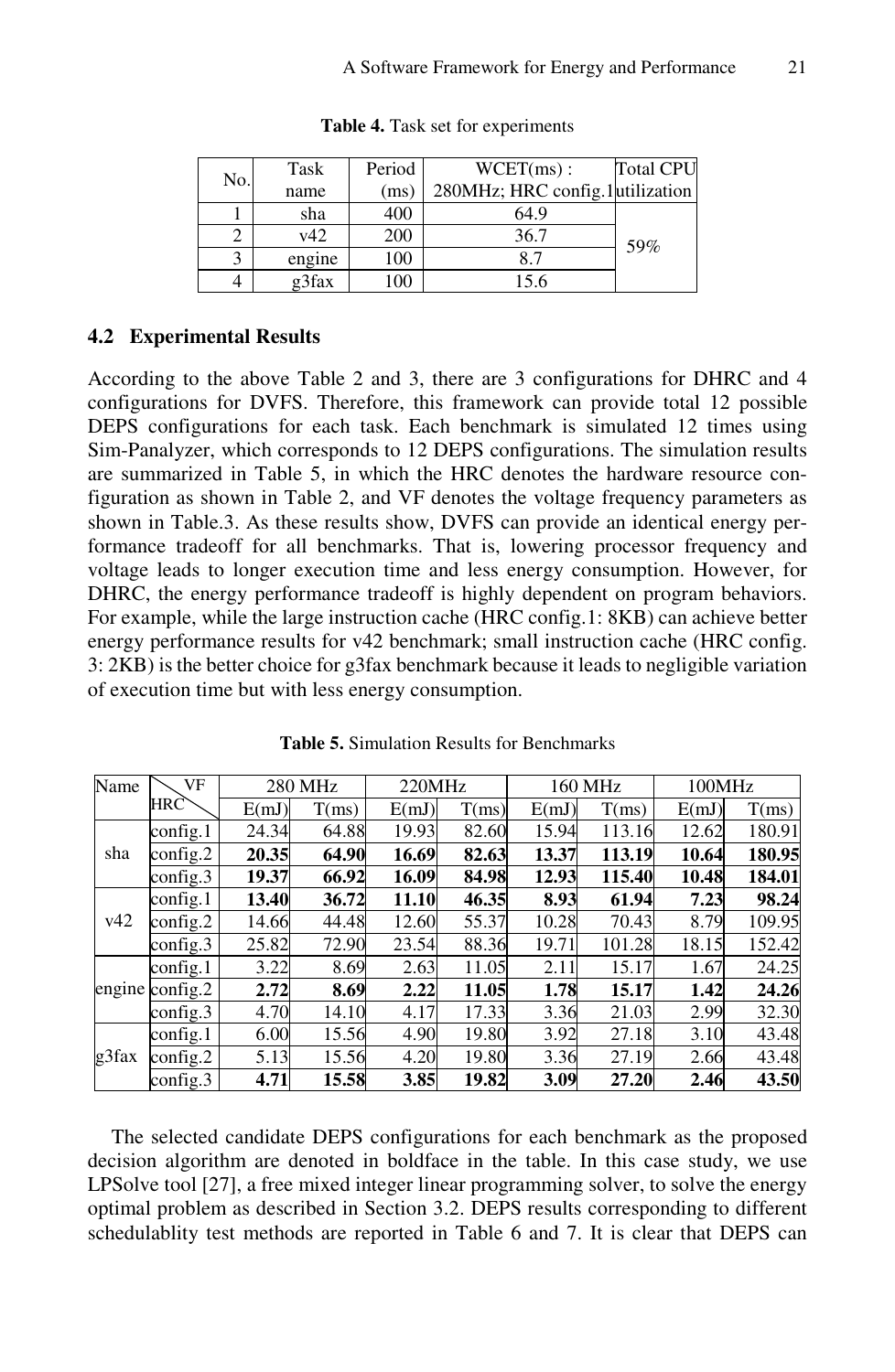**Table 4.** Task set for experiments

| No. | Task name | Period (ms) | WCET(ms) : 280MHz; HRC config.1 | Total CPU utilization |
|---|---|---|---|---|
| 1 | sha | 400 | 64.9 | 59% |
| 2 | v42 | 200 | 36.7 | |
| 3 | engine | 100 | 8.7 | |
| 4 | g3fax | 100 | 15.6 | |

### 4.2 Experimental Results

According to the above Table 2 and 3, there are 3 configurations for DHRC and 4 configurations for DVFS. Therefore, this framework can provide total 12 possible DEPS configurations for each task. Each benchmark is simulated 12 times using Sim-Panalyzer, which corresponds to 12 DEPS configurations. The simulation results are summarized in Table 5, in which the HRC denotes the hardware resource configuration as shown in Table 2, and VF denotes the voltage frequency parameters as shown in Table.3. As these results show, DVFS can provide an identical energy performance tradeoff for all benchmarks. That is, lowering processor frequency and voltage leads to longer execution time and less energy consumption. However, for DHRC, the energy performance tradeoff is highly dependent on program behaviors. For example, while the large instruction cache (HRC config.1: 8KB) can achieve better energy performance results for v42 benchmark; small instruction cache (HRC config. 3: 2KB) is the better choice for g3fax benchmark because it leads to negligible variation of execution time but with less energy consumption.

**Table 5.** Simulation Results for Benchmarks

| Name | HRC \ VF | 280 MHz | | 220MHz | | 160 MHz | | 100MHz | |
|---|---|---|---|---|---|---|---|---|---|
| | | E(mJ) | T(ms) | E(mJ) | T(ms) | E(mJ) | T(ms) | E(mJ) | T(ms) |
| sha | config.1 | 24.34 | 64.88 | 19.93 | 82.60 | 15.94 | 113.16 | 12.62 | 180.91 |
| | config.2 | **20.35** | **64.90** | **16.69** | **82.63** | **13.37** | **113.19** | **10.64** | **180.95** |
| | config.3 | **19.37** | **66.92** | **16.09** | **84.98** | **12.93** | **115.40** | **10.48** | **184.01** |
| v42 | config.1 | **13.40** | **36.72** | **11.10** | **46.35** | **8.93** | **61.94** | **7.23** | **98.24** |
| | config.2 | 14.66 | 44.48 | 12.60 | 55.37 | 10.28 | 70.43 | 8.79 | 109.95 |
| | config.3 | 25.82 | 72.90 | 23.54 | 88.36 | 19.71 | 101.28 | 18.15 | 152.42 |
| engine | config.1 | 3.22 | 8.69 | 2.63 | 11.05 | 2.11 | 15.17 | 1.67 | 24.25 |
| | config.2 | **2.72** | **8.69** | **2.22** | **11.05** | **1.78** | **15.17** | **1.42** | **24.26** |
| | config.3 | 4.70 | 14.10 | 4.17 | 17.33 | 3.36 | 21.03 | 2.99 | 32.30 |
| g3fax | config.1 | 6.00 | 15.56 | 4.90 | 19.80 | 3.92 | 27.18 | 3.10 | 43.48 |
| | config.2 | 5.13 | 15.56 | 4.20 | 19.80 | 3.36 | 27.19 | 2.66 | 43.48 |
| | config.3 | **4.71** | **15.58** | **3.85** | **19.82** | **3.09** | **27.20** | **2.46** | **43.50** |

The selected candidate DEPS configurations for each benchmark as the proposed decision algorithm are denoted in boldface in the table. In this case study, we use LPSolve tool [27], a free mixed integer linear programming solver, to solve the energy optimal problem as described in Section 3.2. DEPS results corresponding to different schedulablity test methods are reported in Table 6 and 7. It is clear that DEPS can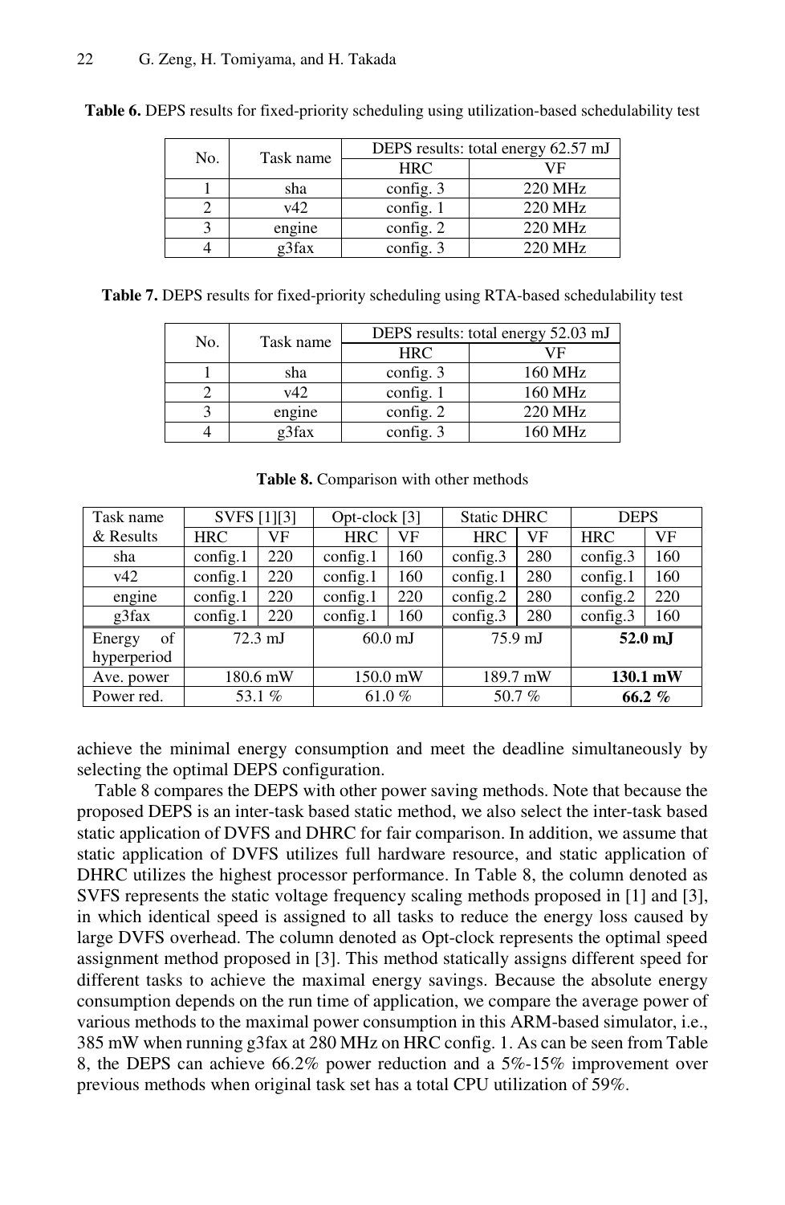**Table 6.** DEPS results for fixed-priority scheduling using utilization-based schedulability test

| No. | Task name | DEPS results: total energy 62.57 mJ | |
|---|---|---|---|
| | | HRC | VF |
| 1 | sha | config. 3 | 220 MHz |
| 2 | v42 | config. 1 | 220 MHz |
| 3 | engine | config. 2 | 220 MHz |
| 4 | g3fax | config. 3 | 220 MHz |

**Table 7.** DEPS results for fixed-priority scheduling using RTA-based schedulability test

| No. | Task name | DEPS results: total energy 52.03 mJ | |
|---|---|---|---|
| | | HRC | VF |
| 1 | sha | config. 3 | 160 MHz |
| 2 | v42 | config. 1 | 160 MHz |
| 3 | engine | config. 2 | 220 MHz |
| 4 | g3fax | config. 3 | 160 MHz |

**Table 8.** Comparison with other methods

| Task name & Results | SVFS [1][3] | | Opt-clock [3] | | Static DHRC | | DEPS | |
|---|---|---|---|---|---|---|---|---|
| | HRC | VF | HRC | VF | HRC | VF | HRC | VF |
| sha | config.1 | 220 | config.1 | 160 | config.3 | 280 | config.3 | 160 |
| v42 | config.1 | 220 | config.1 | 160 | config.1 | 280 | config.1 | 160 |
| engine | config.1 | 220 | config.1 | 220 | config.2 | 280 | config.2 | 220 |
| g3fax | config.1 | 220 | config.1 | 160 | config.3 | 280 | config.3 | 160 |
| Energy of hyperperiod | 72.3 mJ | | 60.0 mJ | | 75.9 mJ | | **52.0 mJ** | |
| Ave. power | 180.6 mW | | 150.0 mW | | 189.7 mW | | **130.1 mW** | |
| Power red. | 53.1 % | | 61.0 % | | 50.7 % | | **66.2 %** | |

achieve the minimal energy consumption and meet the deadline simultaneously by selecting the optimal DEPS configuration.

Table 8 compares the DEPS with other power saving methods. Note that because the proposed DEPS is an inter-task based static method, we also select the inter-task based static application of DVFS and DHRC for fair comparison. In addition, we assume that static application of DVFS utilizes full hardware resource, and static application of DHRC utilizes the highest processor performance. In Table 8, the column denoted as SVFS represents the static voltage frequency scaling methods proposed in [1] and [3], in which identical speed is assigned to all tasks to reduce the energy loss caused by large DVFS overhead. The column denoted as Opt-clock represents the optimal speed assignment method proposed in [3]. This method statically assigns different speed for different tasks to achieve the maximal energy savings. Because the absolute energy consumption depends on the run time of application, we compare the average power of various methods to the maximal power consumption in this ARM-based simulator, i.e., 385 mW when running g3fax at 280 MHz on HRC config. 1. As can be seen from Table 8, the DEPS can achieve 66.2% power reduction and a 5%-15% improvement over previous methods when original task set has a total CPU utilization of 59%.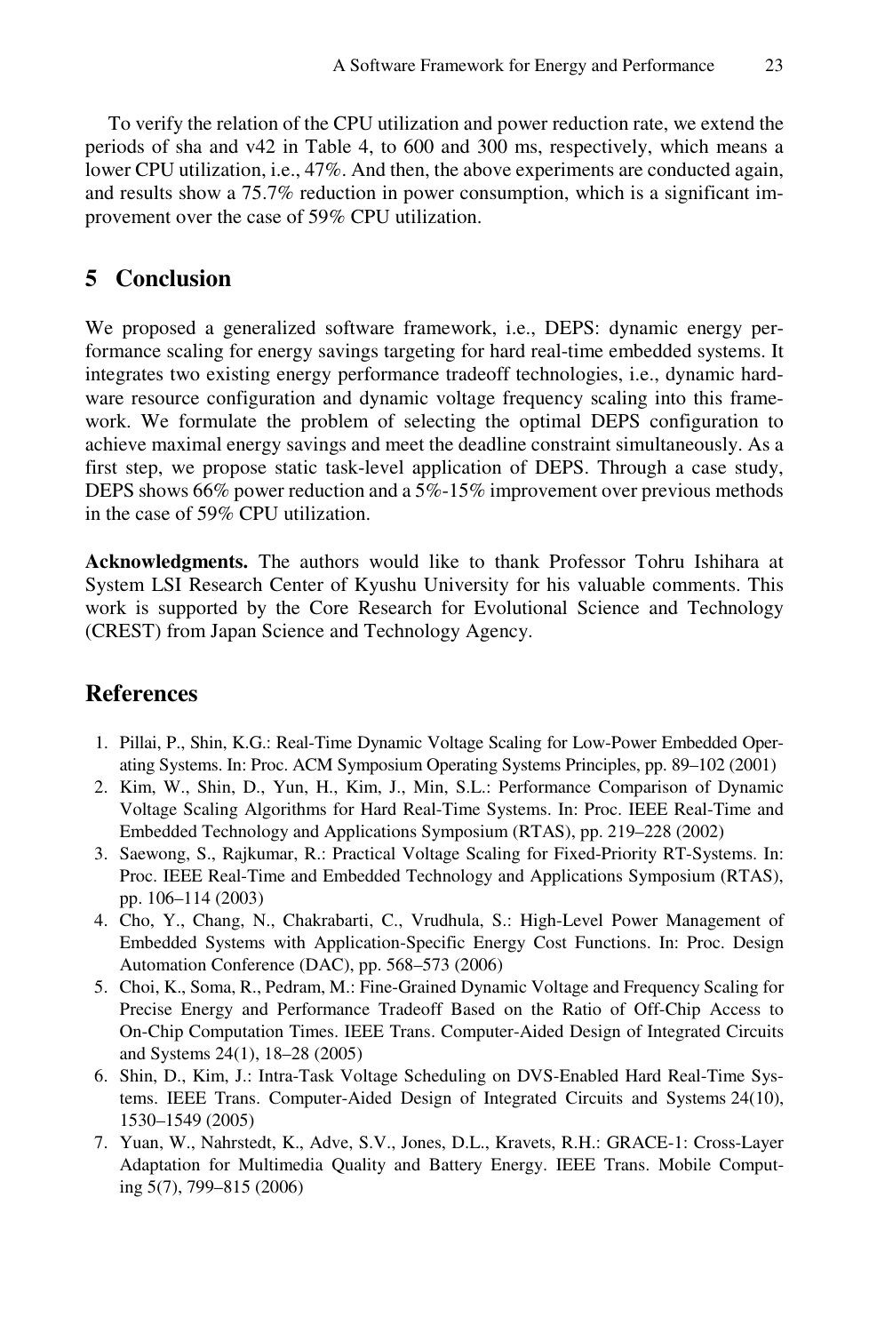To verify the relation of the CPU utilization and power reduction rate, we extend the periods of sha and v42 in Table 4, to 600 and 300 ms, respectively, which means a lower CPU utilization, i.e., 47%. And then, the above experiments are conducted again, and results show a 75.7% reduction in power consumption, which is a significant improvement over the case of 59% CPU utilization.

## 5 Conclusion

We proposed a generalized software framework, i.e., DEPS: dynamic energy performance scaling for energy savings targeting for hard real-time embedded systems. It integrates two existing energy performance tradeoff technologies, i.e., dynamic hardware resource configuration and dynamic voltage frequency scaling into this framework. We formulate the problem of selecting the optimal DEPS configuration to achieve maximal energy savings and meet the deadline constraint simultaneously. As a first step, we propose static task-level application of DEPS. Through a case study, DEPS shows 66% power reduction and a 5%-15% improvement over previous methods in the case of 59% CPU utilization.

**Acknowledgments.** The authors would like to thank Professor Tohru Ishihara at System LSI Research Center of Kyushu University for his valuable comments. This work is supported by the Core Research for Evolutional Science and Technology (CREST) from Japan Science and Technology Agency.

## References

1. Pillai, P., Shin, K.G.: Real-Time Dynamic Voltage Scaling for Low-Power Embedded Operating Systems. In: Proc. ACM Symposium Operating Systems Principles, pp. 89–102 (2001)
2. Kim, W., Shin, D., Yun, H., Kim, J., Min, S.L.: Performance Comparison of Dynamic Voltage Scaling Algorithms for Hard Real-Time Systems. In: Proc. IEEE Real-Time and Embedded Technology and Applications Symposium (RTAS), pp. 219–228 (2002)
3. Saewong, S., Rajkumar, R.: Practical Voltage Scaling for Fixed-Priority RT-Systems. In: Proc. IEEE Real-Time and Embedded Technology and Applications Symposium (RTAS), pp. 106–114 (2003)
4. Cho, Y., Chang, N., Chakrabarti, C., Vrudhula, S.: High-Level Power Management of Embedded Systems with Application-Specific Energy Cost Functions. In: Proc. Design Automation Conference (DAC), pp. 568–573 (2006)
5. Choi, K., Soma, R., Pedram, M.: Fine-Grained Dynamic Voltage and Frequency Scaling for Precise Energy and Performance Tradeoff Based on the Ratio of Off-Chip Access to On-Chip Computation Times. IEEE Trans. Computer-Aided Design of Integrated Circuits and Systems 24(1), 18–28 (2005)
6. Shin, D., Kim, J.: Intra-Task Voltage Scheduling on DVS-Enabled Hard Real-Time Systems. IEEE Trans. Computer-Aided Design of Integrated Circuits and Systems 24(10), 1530–1549 (2005)
7. Yuan, W., Nahrstedt, K., Adve, S.V., Jones, D.L., Kravets, R.H.: GRACE-1: Cross-Layer Adaptation for Multimedia Quality and Battery Energy. IEEE Trans. Mobile Computing 5(7), 799–815 (2006)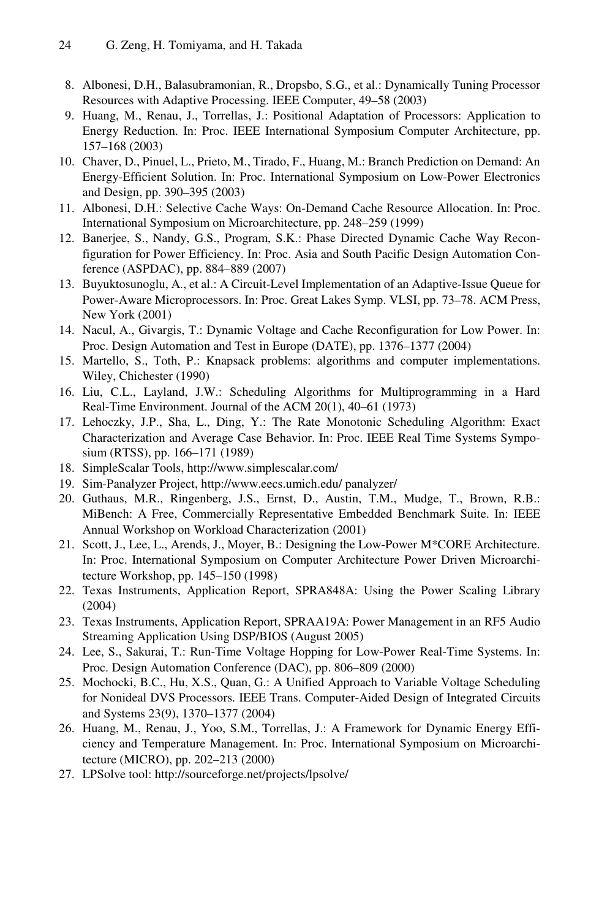8. Albonesi, D.H., Balasubramonian, R., Dropsbo, S.G., et al.: Dynamically Tuning Processor Resources with Adaptive Processing. IEEE Computer, 49–58 (2003)
9. Huang, M., Renau, J., Torrellas, J.: Positional Adaptation of Processors: Application to Energy Reduction. In: Proc. IEEE International Symposium Computer Architecture, pp. 157–168 (2003)
10. Chaver, D., Pinuel, L., Prieto, M., Tirado, F., Huang, M.: Branch Prediction on Demand: An Energy-Efficient Solution. In: Proc. International Symposium on Low-Power Electronics and Design, pp. 390–395 (2003)
11. Albonesi, D.H.: Selective Cache Ways: On-Demand Cache Resource Allocation. In: Proc. International Symposium on Microarchitecture, pp. 248–259 (1999)
12. Banerjee, S., Nandy, G.S., Program, S.K.: Phase Directed Dynamic Cache Way Reconfiguration for Power Efficiency. In: Proc. Asia and South Pacific Design Automation Conference (ASPDAC), pp. 884–889 (2007)
13. Buyuktosunoglu, A., et al.: A Circuit-Level Implementation of an Adaptive-Issue Queue for Power-Aware Microprocessors. In: Proc. Great Lakes Symp. VLSI, pp. 73–78. ACM Press, New York (2001)
14. Nacul, A., Givargis, T.: Dynamic Voltage and Cache Reconfiguration for Low Power. In: Proc. Design Automation and Test in Europe (DATE), pp. 1376–1377 (2004)
15. Martello, S., Toth, P.: Knapsack problems: algorithms and computer implementations. Wiley, Chichester (1990)
16. Liu, C.L., Layland, J.W.: Scheduling Algorithms for Multiprogramming in a Hard Real-Time Environment. Journal of the ACM 20(1), 40–61 (1973)
17. Lehoczky, J.P., Sha, L., Ding, Y.: The Rate Monotonic Scheduling Algorithm: Exact Characterization and Average Case Behavior. In: Proc. IEEE Real Time Systems Symposium (RTSS), pp. 166–171 (1989)
18. SimpleScalar Tools, http://www.simplescalar.com/
19. Sim-Panalyzer Project, http://www.eecs.umich.edu/ panalyzer/
20. Guthaus, M.R., Ringenberg, J.S., Ernst, D., Austin, T.M., Mudge, T., Brown, R.B.: MiBench: A Free, Commercially Representative Embedded Benchmark Suite. In: IEEE Annual Workshop on Workload Characterization (2001)
21. Scott, J., Lee, L., Arends, J., Moyer, B.: Designing the Low-Power M*CORE Architecture. In: Proc. International Symposium on Computer Architecture Power Driven Microarchitecture Workshop, pp. 145–150 (1998)
22. Texas Instruments, Application Report, SPRA848A: Using the Power Scaling Library (2004)
23. Texas Instruments, Application Report, SPRAA19A: Power Management in an RF5 Audio Streaming Application Using DSP/BIOS (August 2005)
24. Lee, S., Sakurai, T.: Run-Time Voltage Hopping for Low-Power Real-Time Systems. In: Proc. Design Automation Conference (DAC), pp. 806–809 (2000)
25. Mochocki, B.C., Hu, X.S., Quan, G.: A Unified Approach to Variable Voltage Scheduling for Nonideal DVS Processors. IEEE Trans. Computer-Aided Design of Integrated Circuits and Systems 23(9), 1370–1377 (2004)
26. Huang, M., Renau, J., Yoo, S.M., Torrellas, J.: A Framework for Dynamic Energy Efficiency and Temperature Management. In: Proc. International Symposium on Microarchitecture (MICRO), pp. 202–213 (2000)
27. LPSolve tool: http://sourceforge.net/projects/lpsolve/